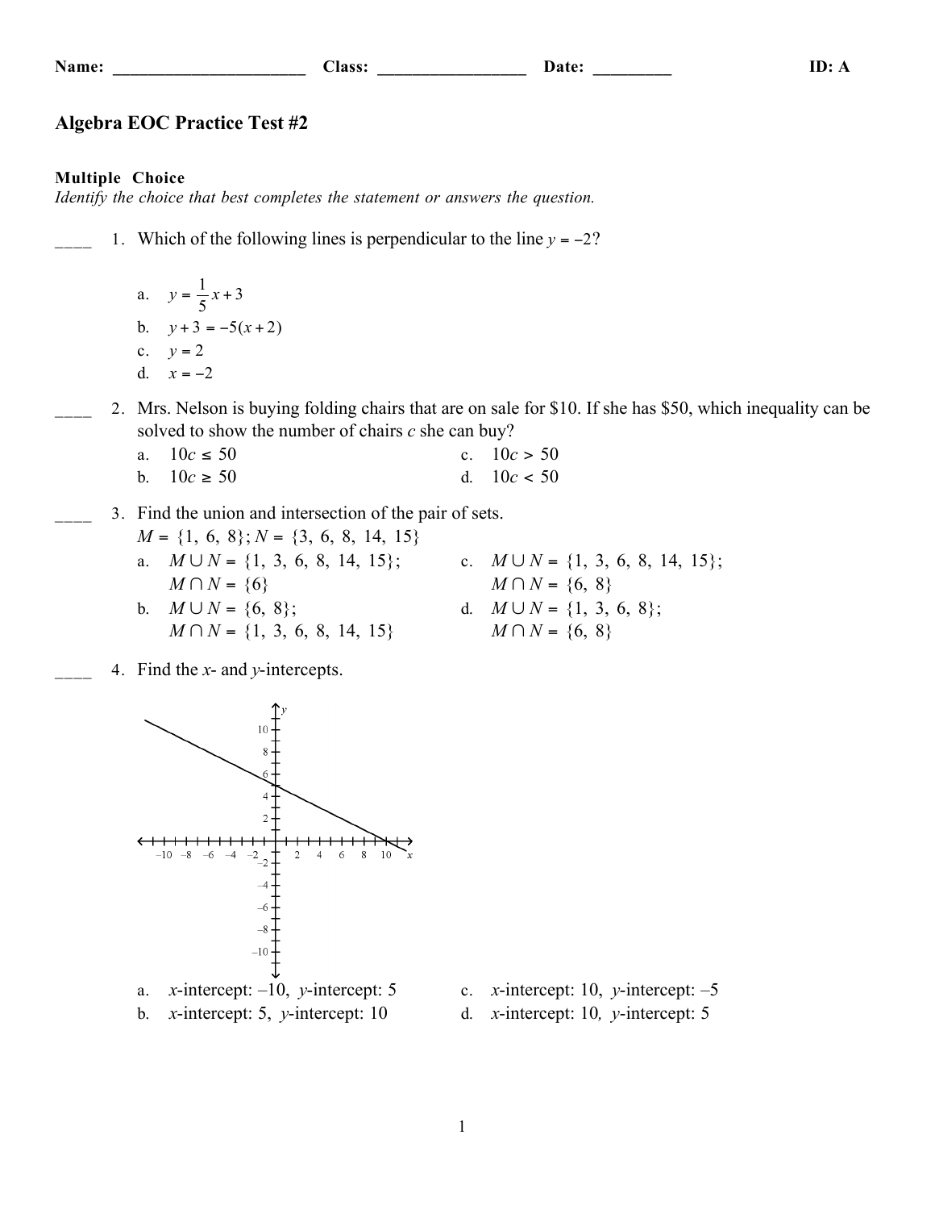Name: ______________________ Class: _________________ Date: _________ ID: A

# Algebra EOC Practice Test #2

**Multiple Choice**

*Identify the choice that best completes the statement or answers the question.*

____ 1. Which of the following lines is perpendicular to the line $y = -2$?

a. $y = \frac{1}{5}x + 3$

b. $y + 3 = -5(x + 2)$

c. $y = 2$

d. $x = -2$

____ 2. Mrs. Nelson is buying folding chairs that are on sale for \$10. If she has \$50, which inequality can be solved to show the number of chairs $c$ she can buy?

a. $10c \leq 50$

b. $10c \geq 50$

c. $10c > 50$

d. $10c < 50$

____ 3. Find the union and intersection of the pair of sets.
$M = \{1, 6, 8\}$; $N = \{3, 6, 8, 14, 15\}$

a. $M \cup N = \{1, 3, 6, 8, 14, 15\}$; $M \cap N = \{6\}$

b. $M \cup N = \{6, 8\}$; $M \cap N = \{1, 3, 6, 8, 14, 15\}$

c. $M \cup N = \{1, 3, 6, 8, 14, 15\}$; $M \cap N = \{6, 8\}$

d. $M \cup N = \{1, 3, 6, 8\}$; $M \cap N = \{6, 8\}$

____ 4. Find the $x$- and $y$-intercepts.

a. $x$-intercept: –10, $y$-intercept: 5

b. $x$-intercept: 5, $y$-intercept: 10

c. $x$-intercept: 10, $y$-intercept: –5

d. $x$-intercept: 10, $y$-intercept: 5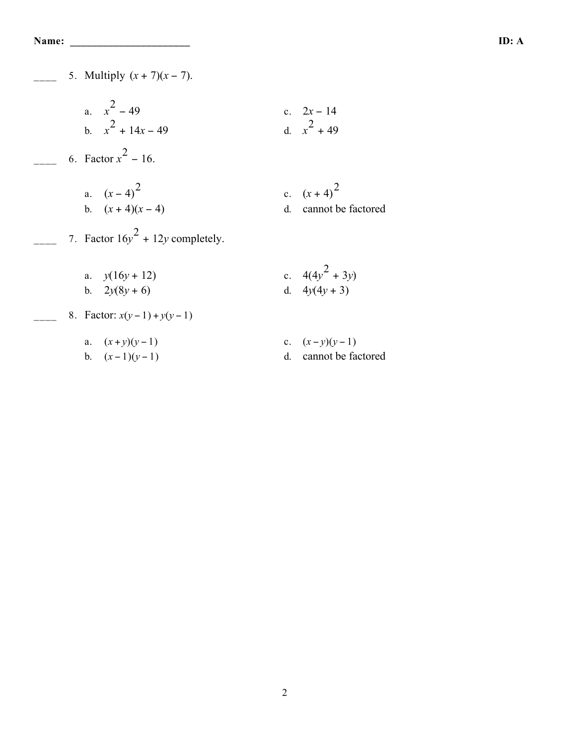Name: ______________________ ID: A

____ 5. Multiply $(x + 7)(x - 7)$.

a. $x^2 - 49$
b. $x^2 + 14x - 49$
c. $2x - 14$
d. $x^2 + 49$

____ 6. Factor $x^2 - 16$.

a. $(x - 4)^2$
b. $(x + 4)(x - 4)$
c. $(x + 4)^2$
d. cannot be factored

____ 7. Factor $16y^2 + 12y$ completely.

a. $y(16y + 12)$
b. $2y(8y + 6)$
c. $4(4y^2 + 3y)$
d. $4y(4y + 3)$

____ 8. Factor: $x(y - 1) + y(y - 1)$

a. $(x + y)(y - 1)$
b. $(x - 1)(y - 1)$
c. $(x - y)(y - 1)$
d. cannot be factored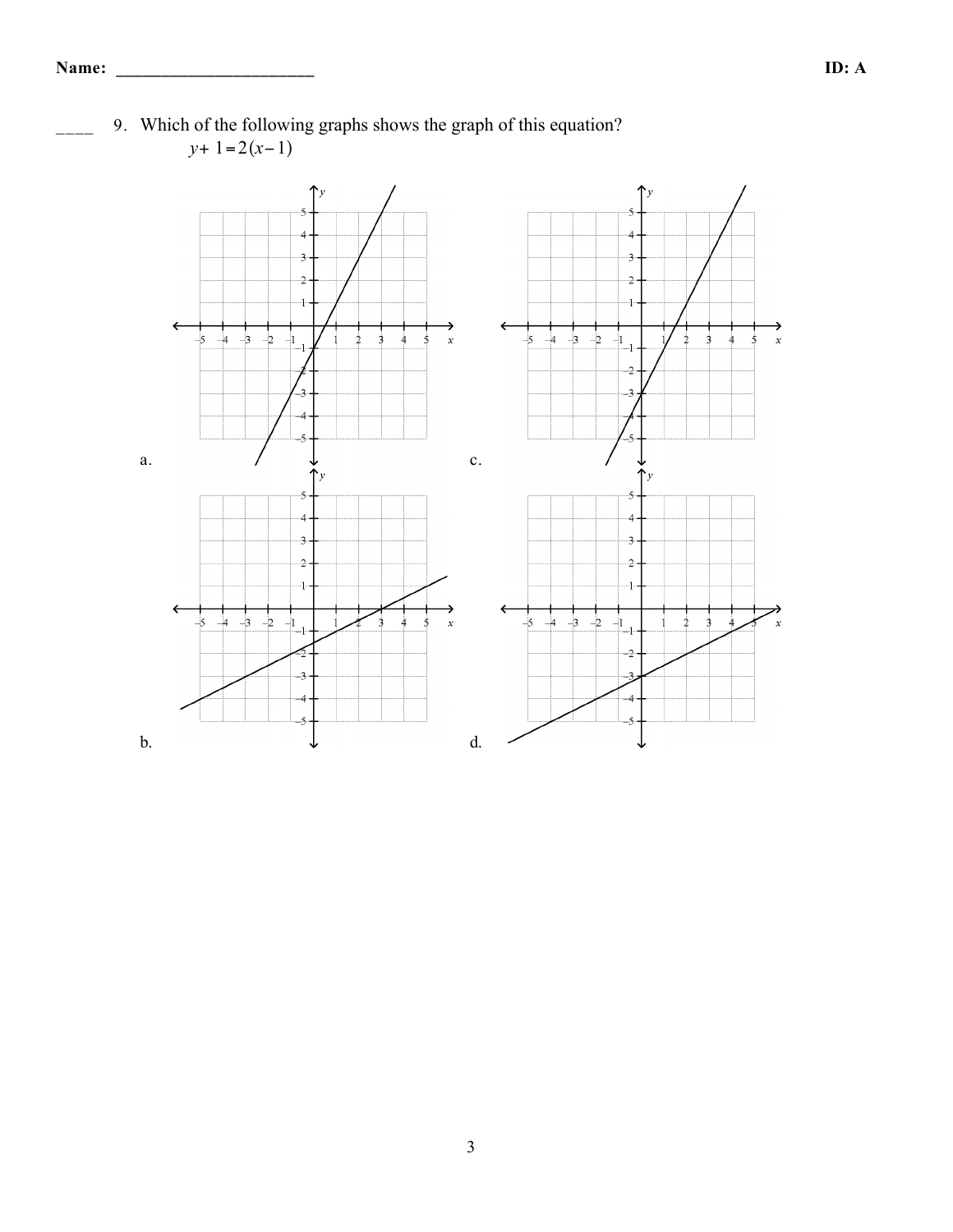____ 9. Which of the following graphs shows the graph of this equation?

$$y + 1 = 2(x - 1)$$

a.

c.

b.

d.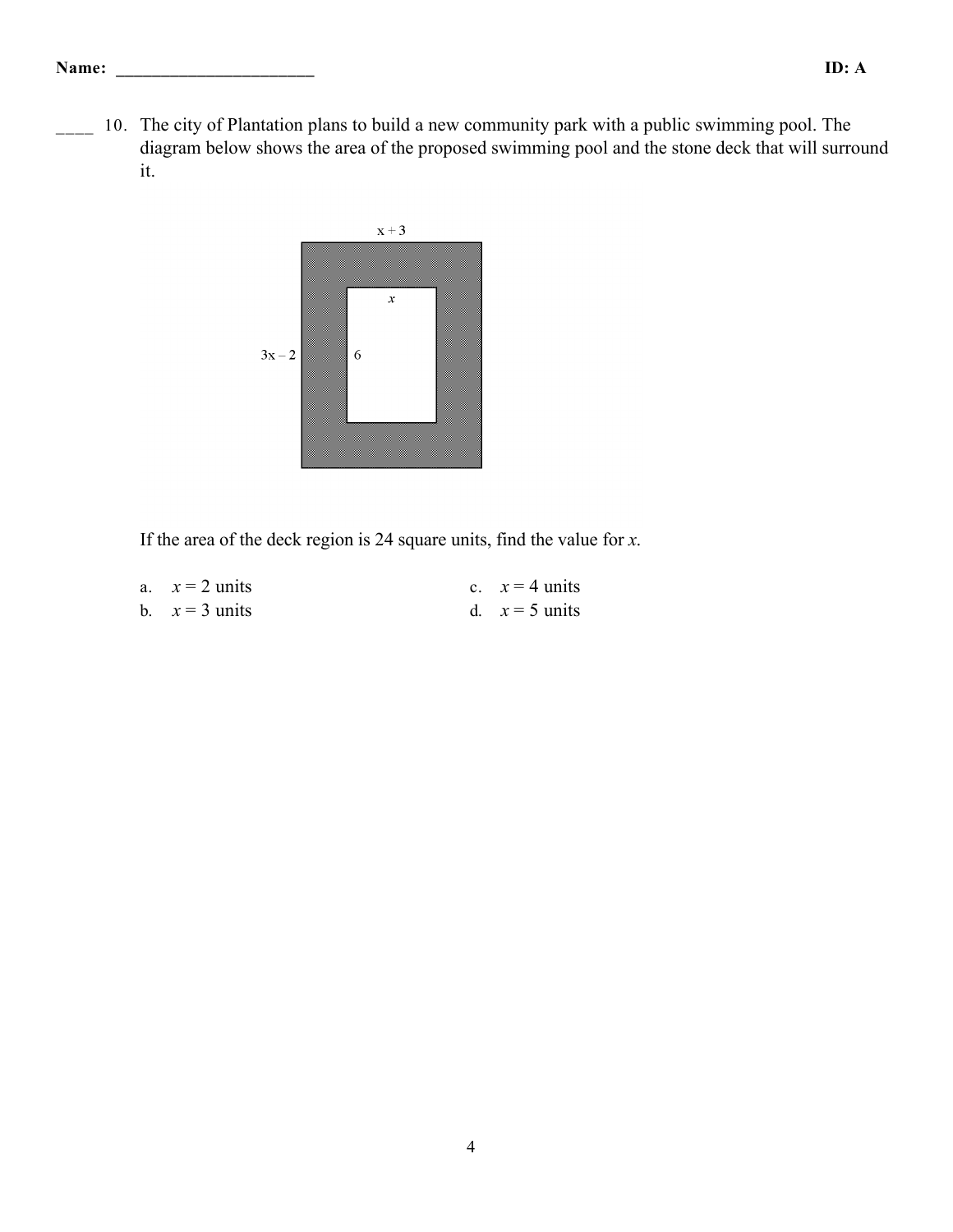____ 10. The city of Plantation plans to build a new community park with a public swimming pool. The diagram below shows the area of the proposed swimming pool and the stone deck that will surround it.

$x + 3$

$x$

$3x - 2$

$6$

If the area of the deck region is 24 square units, find the value for $x$.

a. $x = 2$ units
b. $x = 3$ units
c. $x = 4$ units
d. $x = 5$ units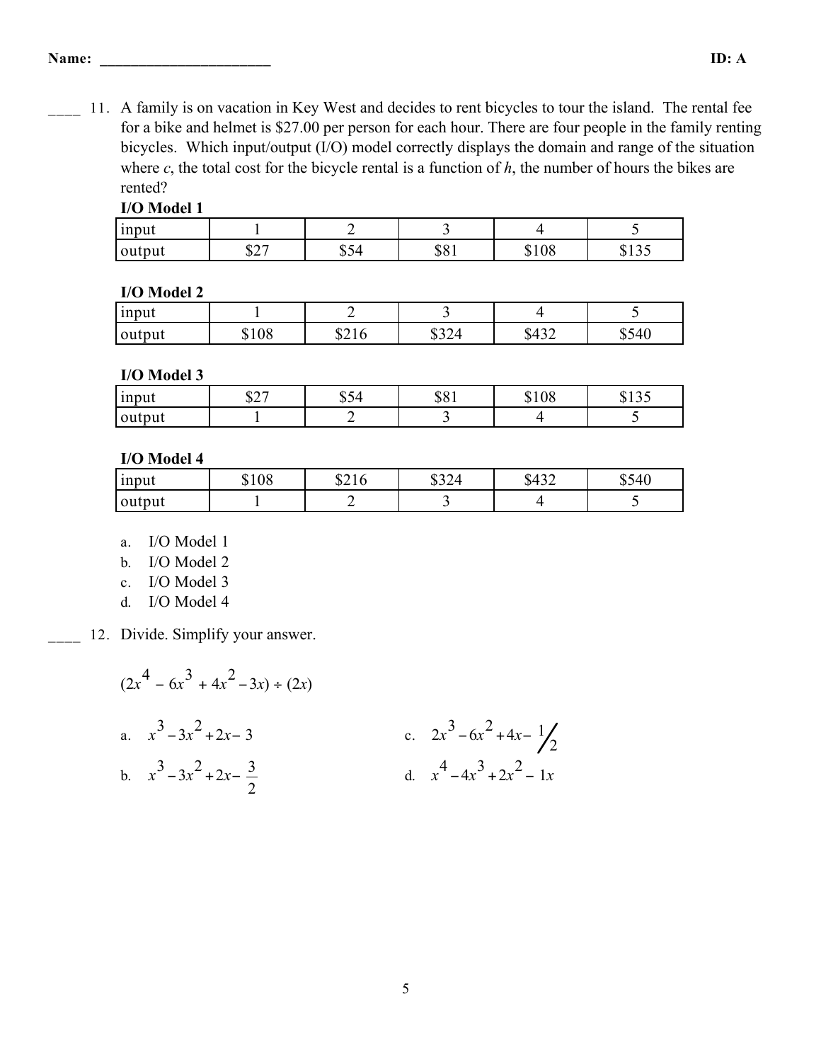Name: ______________________ ID: A

____ 11. A family is on vacation in Key West and decides to rent bicycles to tour the island. The rental fee for a bike and helmet is $27.00 per person for each hour. There are four people in the family renting bicycles. Which input/output (I/O) model correctly displays the domain and range of the situation where *c*, the total cost for the bicycle rental is a function of *h*, the number of hours the bikes are rented?

**I/O Model 1**

| input | 1 | 2 | 3 | 4 | 5 |
|---|---|---|---|---|---|
| output | $27 | $54 | $81 | $108 | $135 |

**I/O Model 2**

| input | 1 | 2 | 3 | 4 | 5 |
|---|---|---|---|---|---|
| output | $108 | $216 | $324 | $432 | $540 |

**I/O Model 3**

| input | $27 | $54 | $81 | $108 | $135 |
|---|---|---|---|---|---|
| output | 1 | 2 | 3 | 4 | 5 |

**I/O Model 4**

| input | $108 | $216 | $324 | $432 | $540 |
|---|---|---|---|---|---|
| output | 1 | 2 | 3 | 4 | 5 |

a. I/O Model 1
b. I/O Model 2
c. I/O Model 3
d. I/O Model 4

____ 12. Divide. Simplify your answer.

$(2x^4 - 6x^3 + 4x^2 - 3x) \div (2x)$

a. $x^3 - 3x^2 + 2x - 3$

b. $x^3 - 3x^2 + 2x - \frac{3}{2}$

c. $2x^3 - 6x^2 + 4x - 1/2$

d. $x^4 - 4x^3 + 2x^2 - 1x$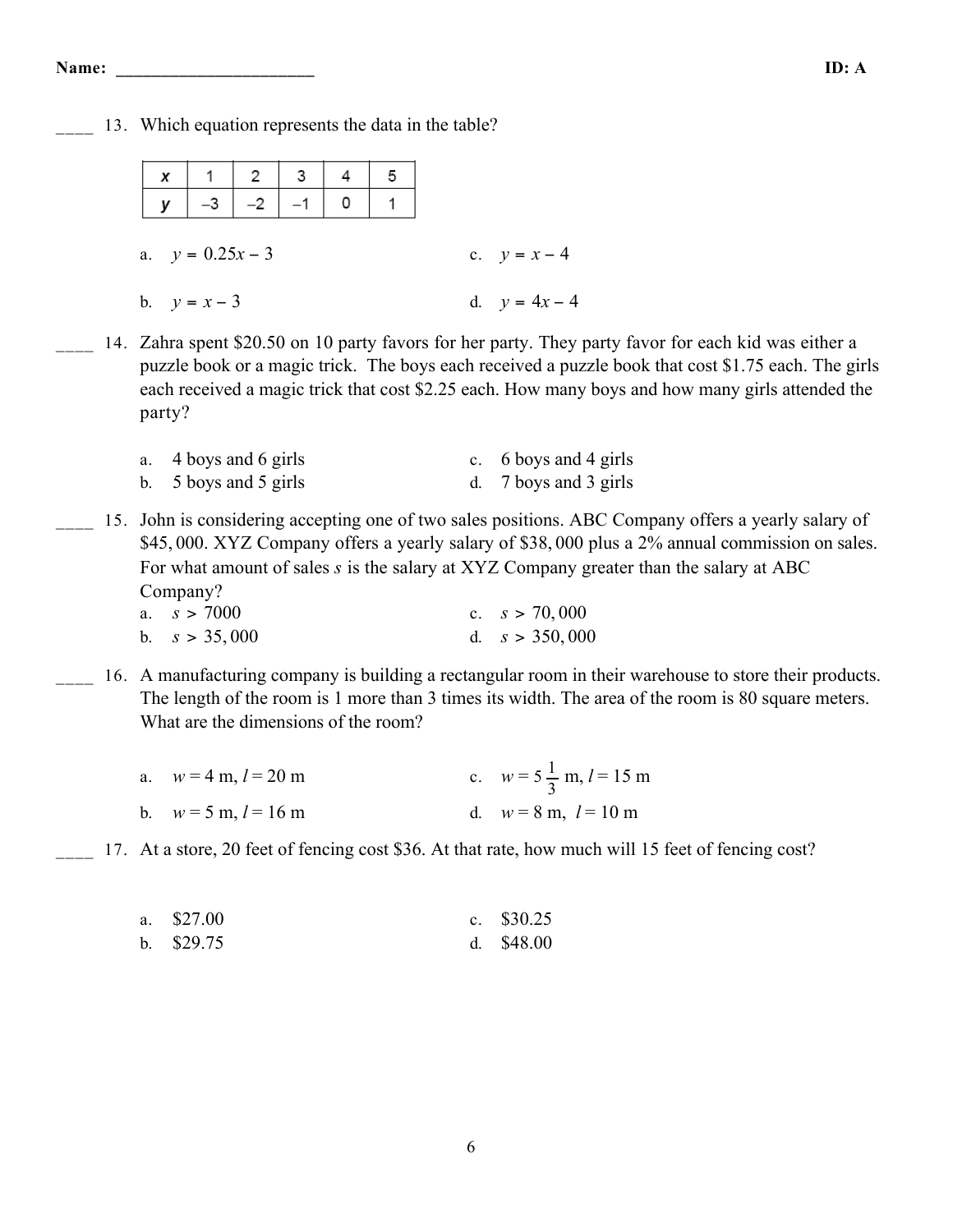Name: ______________________ ID: A

____ 13. Which equation represents the data in the table?

| $x$ | 1 | 2 | 3 | 4 | 5 |
|---|---|---|---|---|---|
| $y$ | –3 | –2 | –1 | 0 | 1 |

a. $y = 0.25x - 3$
b. $y = x - 3$
c. $y = x - 4$
d. $y = 4x - 4$

____ 14. Zahra spent \$20.50 on 10 party favors for her party. They party favor for each kid was either a puzzle book or a magic trick. The boys each received a puzzle book that cost \$1.75 each. The girls each received a magic trick that cost \$2.25 each. How many boys and how many girls attended the party?

a. 4 boys and 6 girls
b. 5 boys and 5 girls
c. 6 boys and 4 girls
d. 7 boys and 3 girls

____ 15. John is considering accepting one of two sales positions. ABC Company offers a yearly salary of \$45,000. XYZ Company offers a yearly salary of \$38,000 plus a 2% annual commission on sales. For what amount of sales $s$ is the salary at XYZ Company greater than the salary at ABC Company?

a. $s > 7000$
b. $s > 35,000$
c. $s > 70,000$
d. $s > 350,000$

____ 16. A manufacturing company is building a rectangular room in their warehouse to store their products. The length of the room is 1 more than 3 times its width. The area of the room is 80 square meters. What are the dimensions of the room?

a. $w = 4$ m, $l = 20$ m
b. $w = 5$ m, $l = 16$ m
c. $w = 5\frac{1}{3}$ m, $l = 15$ m
d. $w = 8$ m, $l = 10$ m

____ 17. At a store, 20 feet of fencing cost \$36. At that rate, how much will 15 feet of fencing cost?

a. \$27.00
b. \$29.75
c. \$30.25
d. \$48.00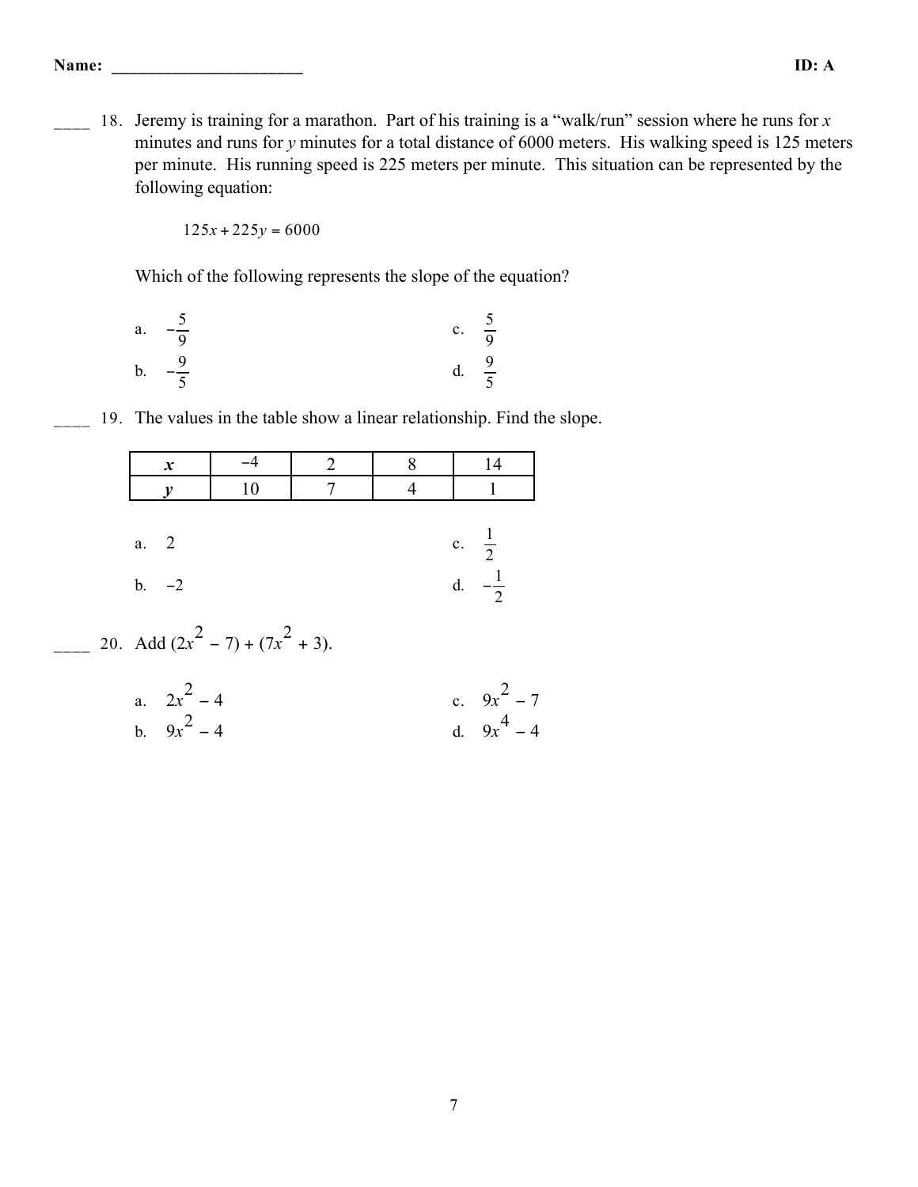Name: ______________________ ID: A

____ 18. Jeremy is training for a marathon. Part of his training is a “walk/run” session where he runs for $x$ minutes and runs for $y$ minutes for a total distance of 6000 meters. His walking speed is 125 meters per minute. His running speed is 225 meters per minute. This situation can be represented by the following equation:

$$125x + 225y = 6000$$

Which of the following represents the slope of the equation?

a. $-\frac{5}{9}$

b. $-\frac{9}{5}$

c. $\frac{5}{9}$

d. $\frac{9}{5}$

____ 19. The values in the table show a linear relationship. Find the slope.

| $x$ | −4 | 2 | 8 | 14 |
|---|---|---|---|---|
| $y$ | 10 | 7 | 4 | 1 |

a. 2

b. −2

c. $\frac{1}{2}$

d. $-\frac{1}{2}$

____ 20. Add $(2x^2 - 7) + (7x^2 + 3)$.

a. $2x^2 - 4$

b. $9x^2 - 4$

c. $9x^2 - 7$

d. $9x^4 - 4$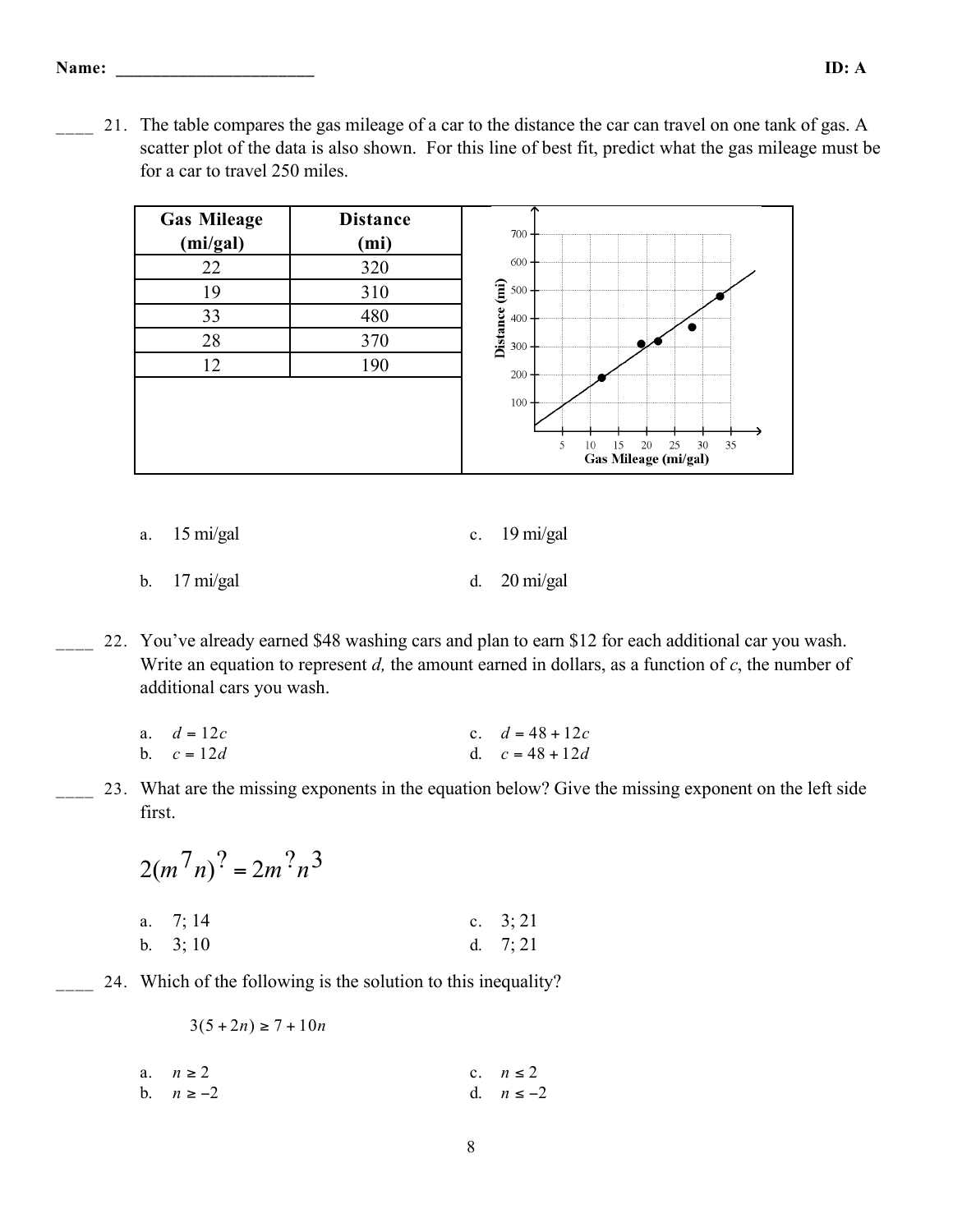Name: ______________________ **ID: A**

____ 21. The table compares the gas mileage of a car to the distance the car can travel on one tank of gas. A scatter plot of the data is also shown. For this line of best fit, predict what the gas mileage must be for a car to travel 250 miles.

| Gas Mileage (mi/gal) | Distance (mi) |
|---|---|
| 22 | 320 |
| 19 | 310 |
| 33 | 480 |
| 28 | 370 |
| 12 | 190 |

a. 15 mi/gal

b. 17 mi/gal

c. 19 mi/gal

d. 20 mi/gal

____ 22. You've already earned \$48 washing cars and plan to earn \$12 for each additional car you wash. Write an equation to represent $d$, the amount earned in dollars, as a function of $c$, the number of additional cars you wash.

a. $d = 12c$

b. $c = 12d$

c. $d = 48 + 12c$

d. $c = 48 + 12d$

____ 23. What are the missing exponents in the equation below? Give the missing exponent on the left side first.

$$2(m^7n)^? = 2m^?n^3$$

a. 7; 14

b. 3; 10

c. 3; 21

d. 7; 21

____ 24. Which of the following is the solution to this inequality?

$$3(5 + 2n) \geq 7 + 10n$$

a. $n \geq 2$

b. $n \geq -2$

c. $n \leq 2$

d. $n \leq -2$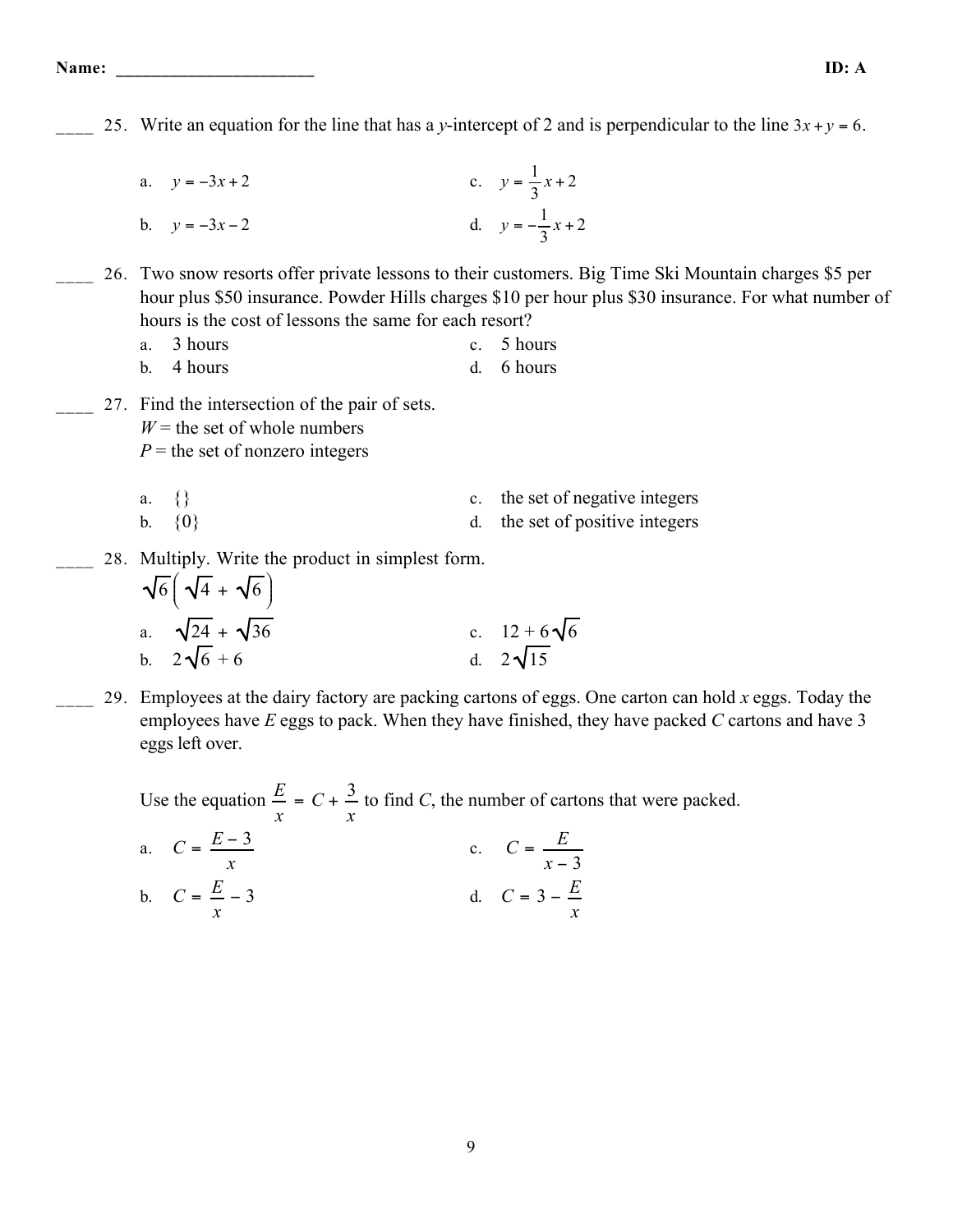Name: ______________________ ID: A

____ 25. Write an equation for the line that has a $y$-intercept of 2 and is perpendicular to the line $3x + y = 6$.

a. $y = -3x + 2$

b. $y = -3x - 2$

c. $y = \frac{1}{3}x + 2$

d. $y = -\frac{1}{3}x + 2$

____ 26. Two snow resorts offer private lessons to their customers. Big Time Ski Mountain charges $5 per hour plus $50 insurance. Powder Hills charges $10 per hour plus $30 insurance. For what number of hours is the cost of lessons the same for each resort?

a. 3 hours

b. 4 hours

c. 5 hours

d. 6 hours

____ 27. Find the intersection of the pair of sets.
$W$ = the set of whole numbers
$P$ = the set of nonzero integers

a. {}

b. {0}

c. the set of negative integers

d. the set of positive integers

____ 28. Multiply. Write the product in simplest form.
$\sqrt{6}\left(\sqrt{4} + \sqrt{6}\right)$

a. $\sqrt{24} + \sqrt{36}$

b. $2\sqrt{6} + 6$

c. $12 + 6\sqrt{6}$

d. $2\sqrt{15}$

____ 29. Employees at the dairy factory are packing cartons of eggs. One carton can hold $x$ eggs. Today the employees have $E$ eggs to pack. When they have finished, they have packed $C$ cartons and have 3 eggs left over.

Use the equation $\frac{E}{x} = C + \frac{3}{x}$ to find $C$, the number of cartons that were packed.

a. $C = \frac{E - 3}{x}$

b. $C = \frac{E}{x} - 3$

c. $C = \frac{E}{x - 3}$

d. $C = 3 - \frac{E}{x}$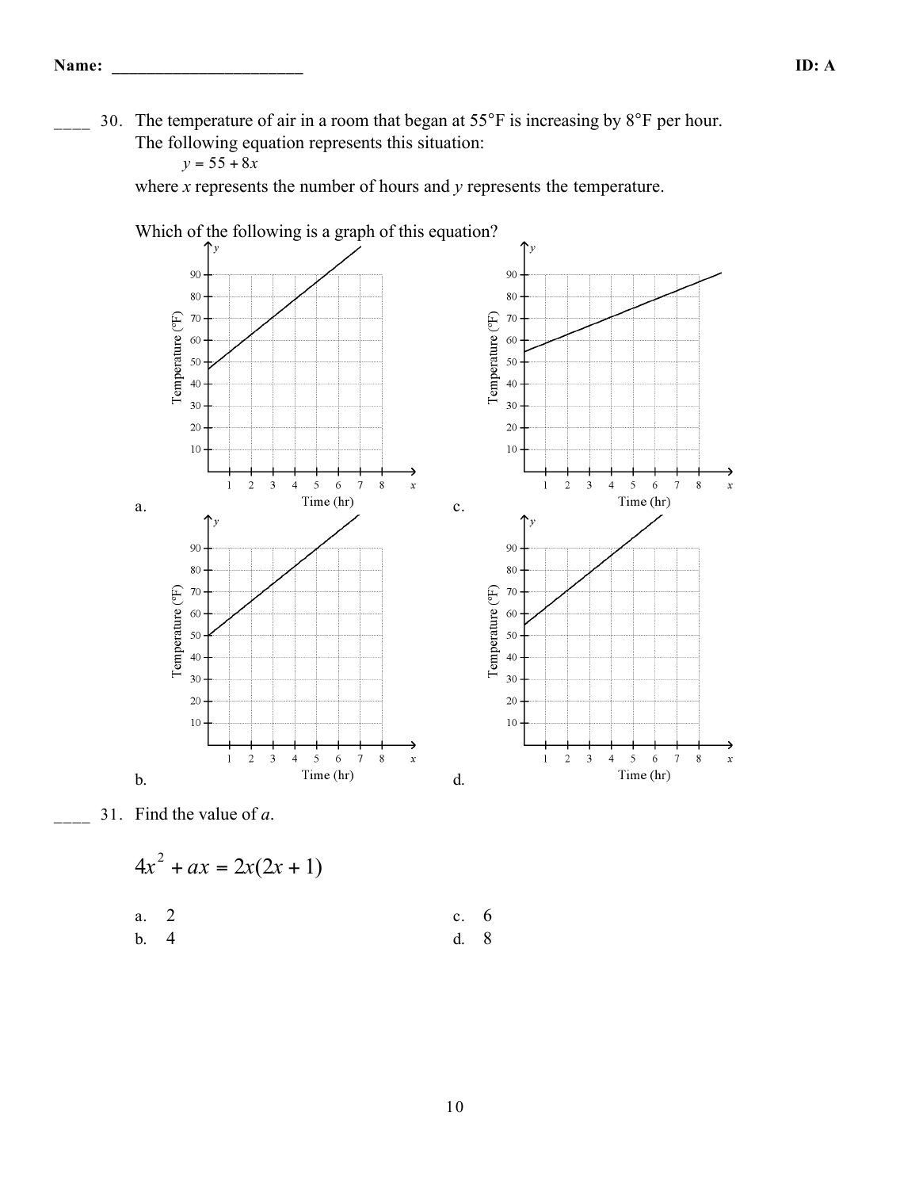Name: ______________________ ID: A

____ 30. The temperature of air in a room that began at 55°F is increasing by 8°F per hour. The following equation represents this situation:

$y = 55 + 8x$

where $x$ represents the number of hours and $y$ represents the temperature.

Which of the following is a graph of this equation?

a.

b.

c.

d.

____ 31. Find the value of $a$.

$$4x^2 + ax = 2x(2x + 1)$$

a. 2

b. 4

c. 6

d. 8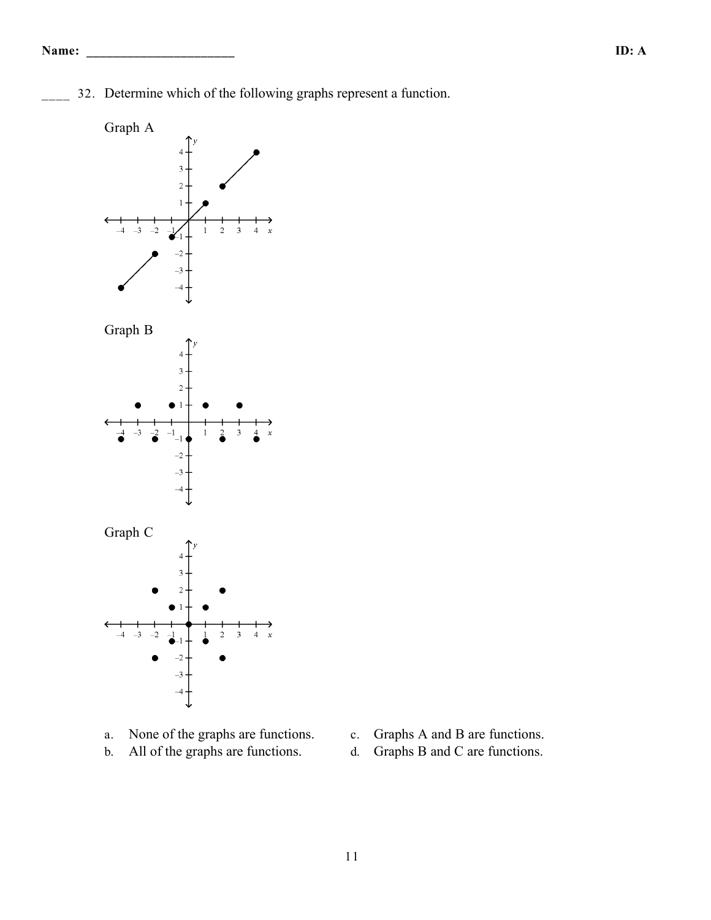Name: ______________________ ID: A

____ 32. Determine which of the following graphs represent a function.

Graph A

Graph B

Graph C

a. None of the graphs are functions.
b. All of the graphs are functions.
c. Graphs A and B are functions.
d. Graphs B and C are functions.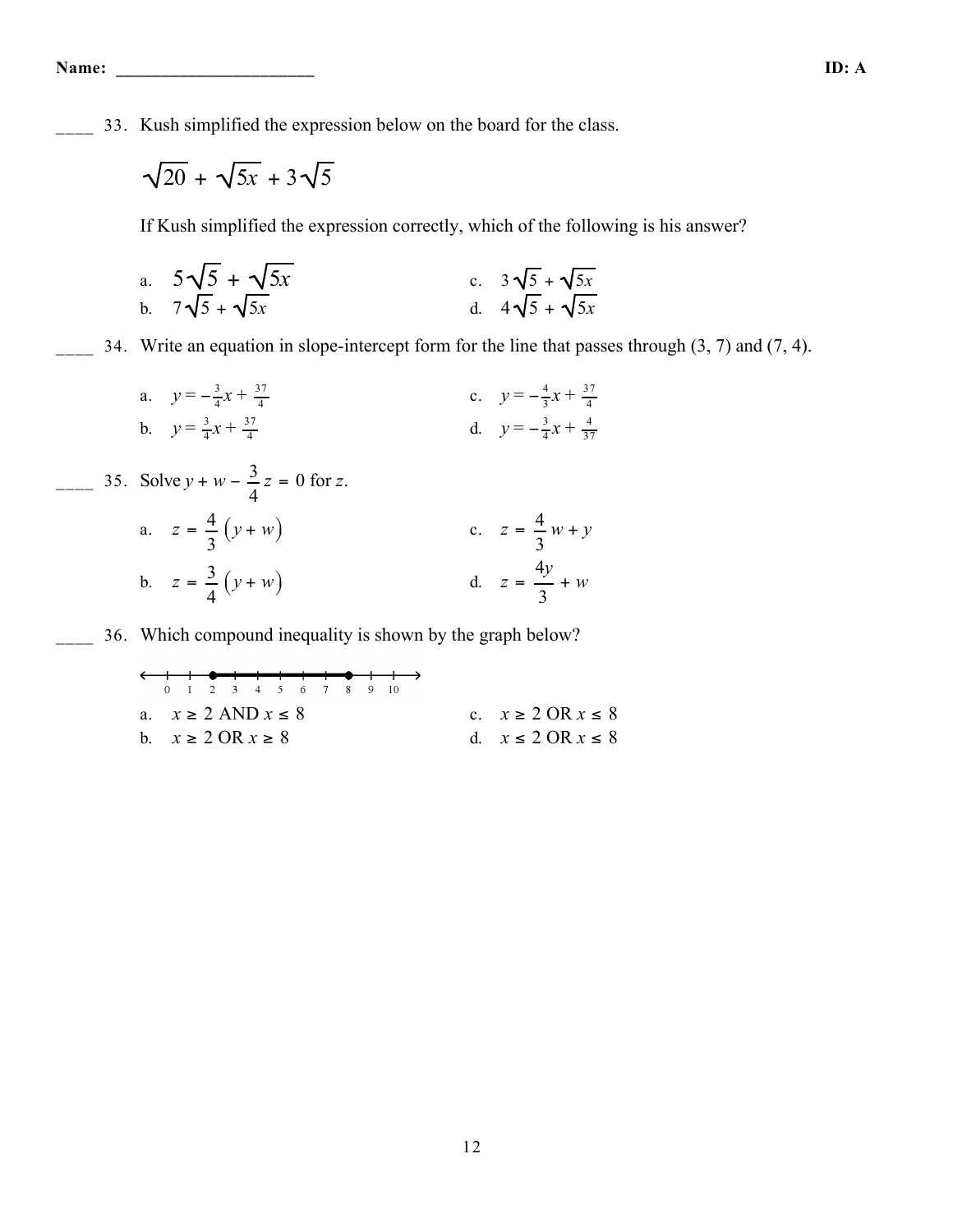Name: ______________________ ID: A

____ 33. Kush simplified the expression below on the board for the class.

$$\sqrt{20} + \sqrt{5x} + 3\sqrt{5}$$

If Kush simplified the expression correctly, which of the following is his answer?

a. $5\sqrt{5} + \sqrt{5x}$
b. $7\sqrt{5} + \sqrt{5x}$
c. $3\sqrt{5} + \sqrt{5x}$
d. $4\sqrt{5} + \sqrt{5x}$

____ 34. Write an equation in slope-intercept form for the line that passes through (3, 7) and (7, 4).

a. $y = -\frac{3}{4}x + \frac{37}{4}$
b. $y = \frac{3}{4}x + \frac{37}{4}$
c. $y = -\frac{4}{3}x + \frac{37}{4}$
d. $y = -\frac{3}{4}x + \frac{4}{37}$

____ 35. Solve $y + w - \frac{3}{4}z = 0$ for $z$.

a. $z = \frac{4}{3}(y + w)$
b. $z = \frac{3}{4}(y + w)$
c. $z = \frac{4}{3}w + y$
d. $z = \frac{4y}{3} + w$

____ 36. Which compound inequality is shown by the graph below?

(Number line from 0 to 10 with closed dots at 2 and 8 and the segment between them shaded.)

a. $x \geq 2$ AND $x \leq 8$
b. $x \geq 2$ OR $x \geq 8$
c. $x \geq 2$ OR $x \leq 8$
d. $x \leq 2$ OR $x \leq 8$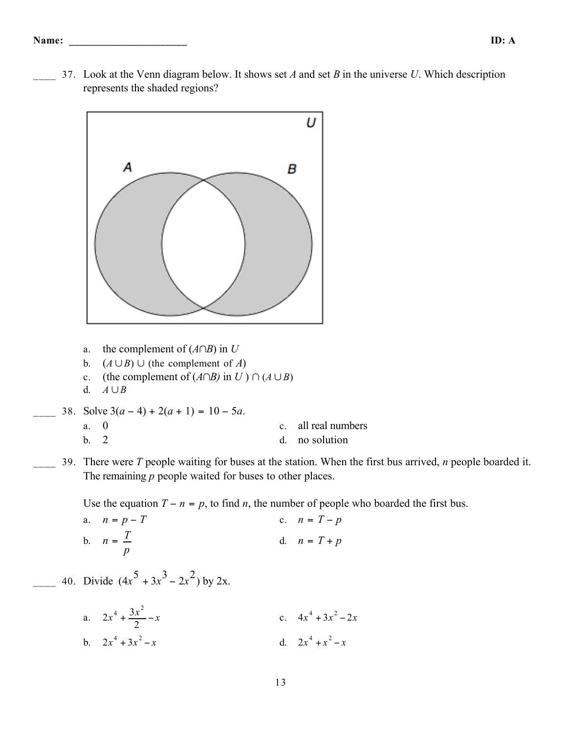Name: ______________________ ID: A

____ 37. Look at the Venn diagram below. It shows set $A$ and set $B$ in the universe $U$. Which description represents the shaded regions?

a. the complement of $(A \cap B)$ in $U$

b. $(A \cup B) \cup$ (the complement of $A$)

c. (the complement of $(A \cap B)$ in $U$ ) $\cap$ $(A \cup B)$

d. $A \cup B$

____ 38. Solve $3(a - 4) + 2(a + 1) = 10 - 5a$.

a. 0

b. 2

c. all real numbers

d. no solution

____ 39. There were $T$ people waiting for buses at the station. When the first bus arrived, $n$ people boarded it. The remaining $p$ people waited for buses to other places.

Use the equation $T - n = p$, to find $n$, the number of people who boarded the first bus.

a. $n = p - T$

b. $n = \dfrac{T}{p}$

c. $n = T - p$

d. $n = T + p$

____ 40. Divide $(4x^5 + 3x^3 - 2x^2)$ by 2x.

a. $2x^4 + \dfrac{3x^2}{2} - x$

b. $2x^4 + 3x^2 - x$

c. $4x^4 + 3x^2 - 2x$

d. $2x^4 + x^2 - x$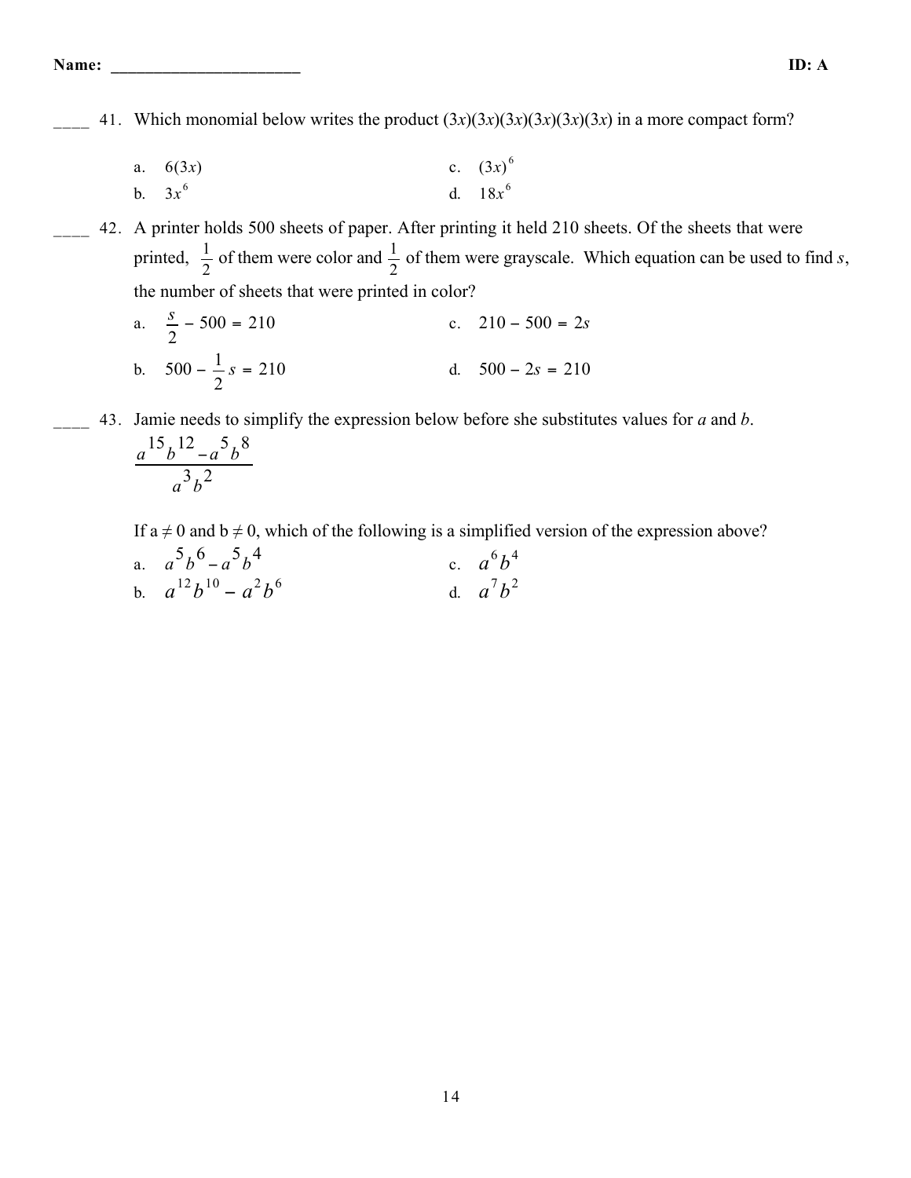Name: ______________________ ID: A

____ 41. Which monomial below writes the product $(3x)(3x)(3x)(3x)(3x)(3x)$ in a more compact form?

a. $6(3x)$

b. $3x^6$

c. $(3x)^6$

d. $18x^6$

____ 42. A printer holds 500 sheets of paper. After printing it held 210 sheets. Of the sheets that were printed, $\frac{1}{2}$ of them were color and $\frac{1}{2}$ of them were grayscale. Which equation can be used to find $s$, the number of sheets that were printed in color?

a. $\frac{s}{2} - 500 = 210$

b. $500 - \frac{1}{2}s = 210$

c. $210 - 500 = 2s$

d. $500 - 2s = 210$

____ 43. Jamie needs to simplify the expression below before she substitutes values for $a$ and $b$.

$$\frac{a^{15}b^{12} - a^5b^8}{a^3b^2}$$

If $a \neq 0$ and $b \neq 0$, which of the following is a simplified version of the expression above?

a. $a^5b^6 - a^5b^4$

b. $a^{12}b^{10} - a^2b^6$

c. $a^6b^4$

d. $a^7b^2$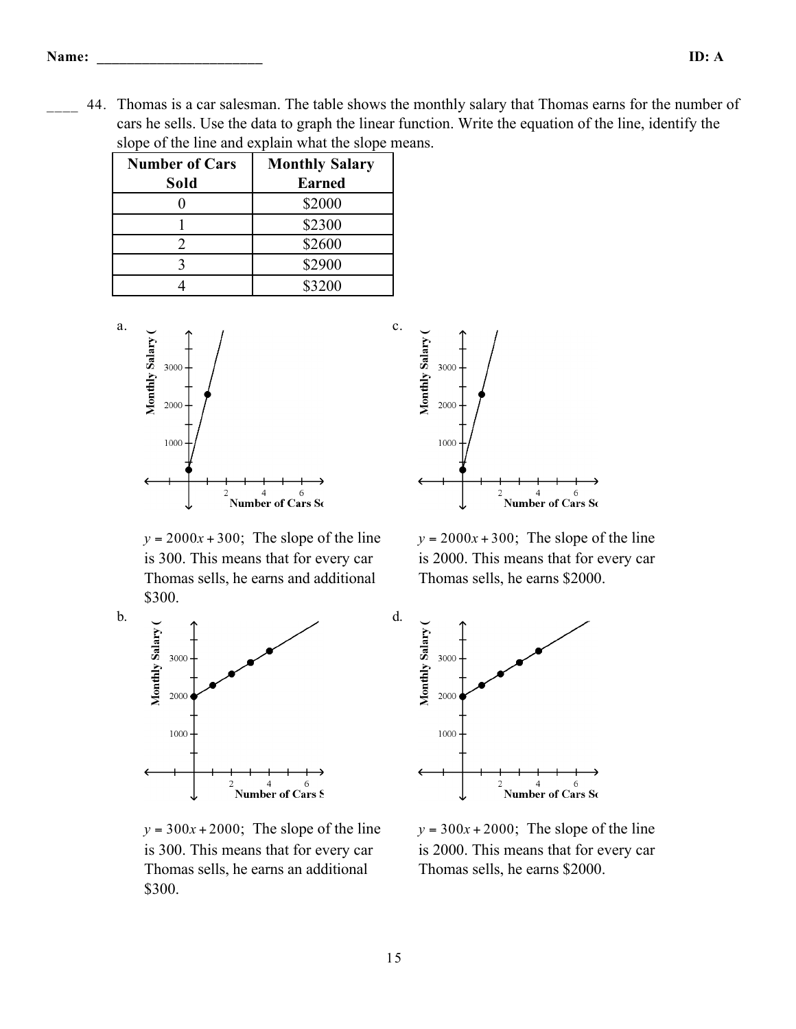Name: ______________________ ID: A

____ 44. Thomas is a car salesman. The table shows the monthly salary that Thomas earns for the number of cars he sells. Use the data to graph the linear function. Write the equation of the line, identify the slope of the line and explain what the slope means.

| Number of Cars Sold | Monthly Salary Earned |
|---|---|
| 0 | $2000 |
| 1 | $2300 |
| 2 | $2600 |
| 3 | $2900 |
| 4 | $3200 |

a.

$y = 2000x + 300$; The slope of the line is 300. This means that for every car Thomas sells, he earns and additional $300.

b.

$y = 300x + 2000$; The slope of the line is 300. This means that for every car Thomas sells, he earns an additional $300.

c.

$y = 2000x + 300$; The slope of the line is 2000. This means that for every car Thomas sells, he earns $2000.

d.

$y = 300x + 2000$; The slope of the line is 2000. This means that for every car Thomas sells, he earns $2000.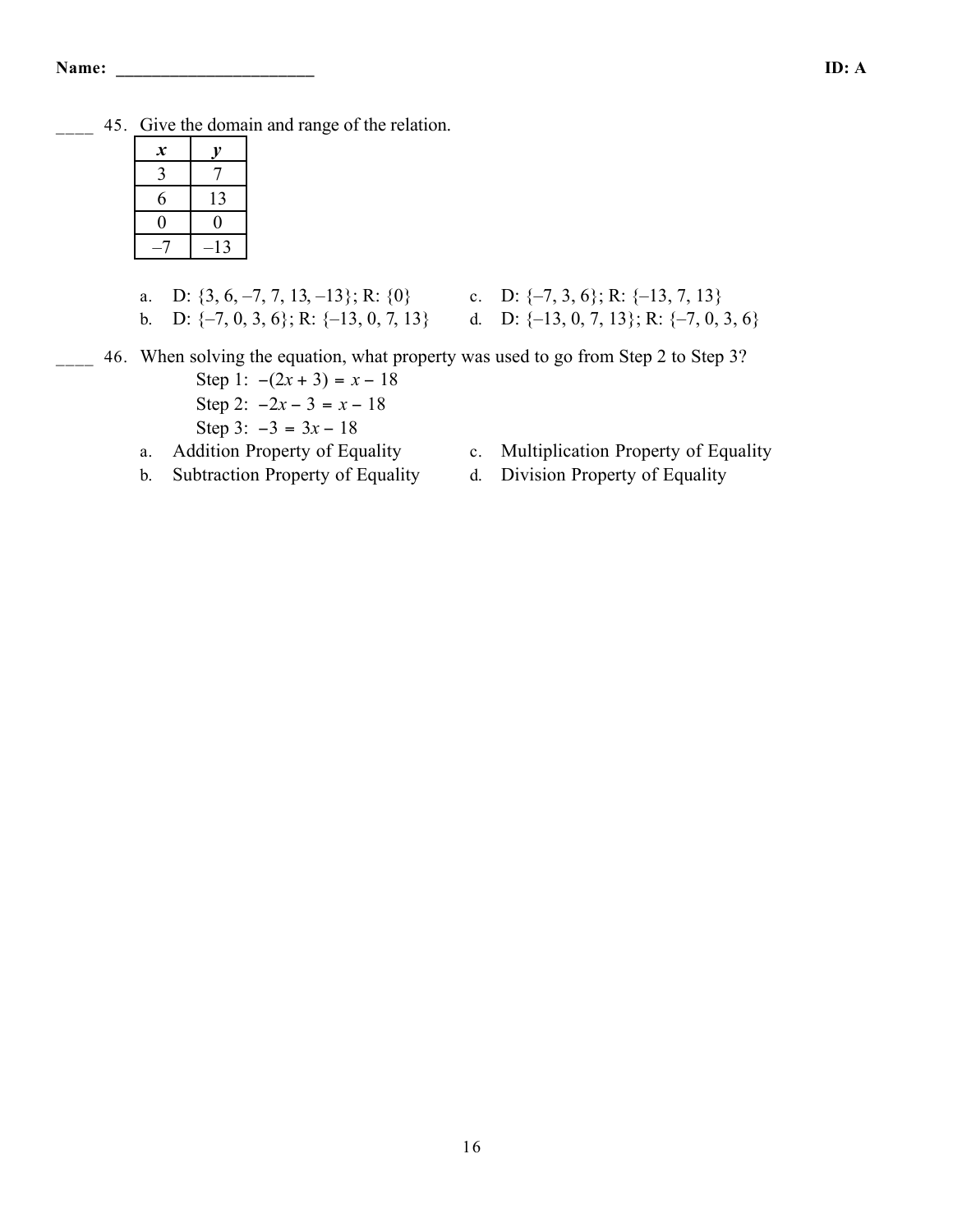____ 45. Give the domain and range of the relation.

| $x$ | $y$ |
| --- | --- |
| 3 | 7 |
| 6 | 13 |
| 0 | 0 |
| –7 | –13 |

a. D: {3, 6, –7, 7, 13, –13}; R: {0}

b. D: {–7, 0, 3, 6}; R: {–13, 0, 7, 13}

c. D: {–7, 3, 6}; R: {–13, 7, 13}

d. D: {–13, 0, 7, 13}; R: {–7, 0, 3, 6}

____ 46. When solving the equation, what property was used to go from Step 2 to Step 3?

Step 1: $-(2x + 3) = x - 18$

Step 2: $-2x - 3 = x - 18$

Step 3: $-3 = 3x - 18$

a. Addition Property of Equality

b. Subtraction Property of Equality

c. Multiplication Property of Equality

d. Division Property of Equality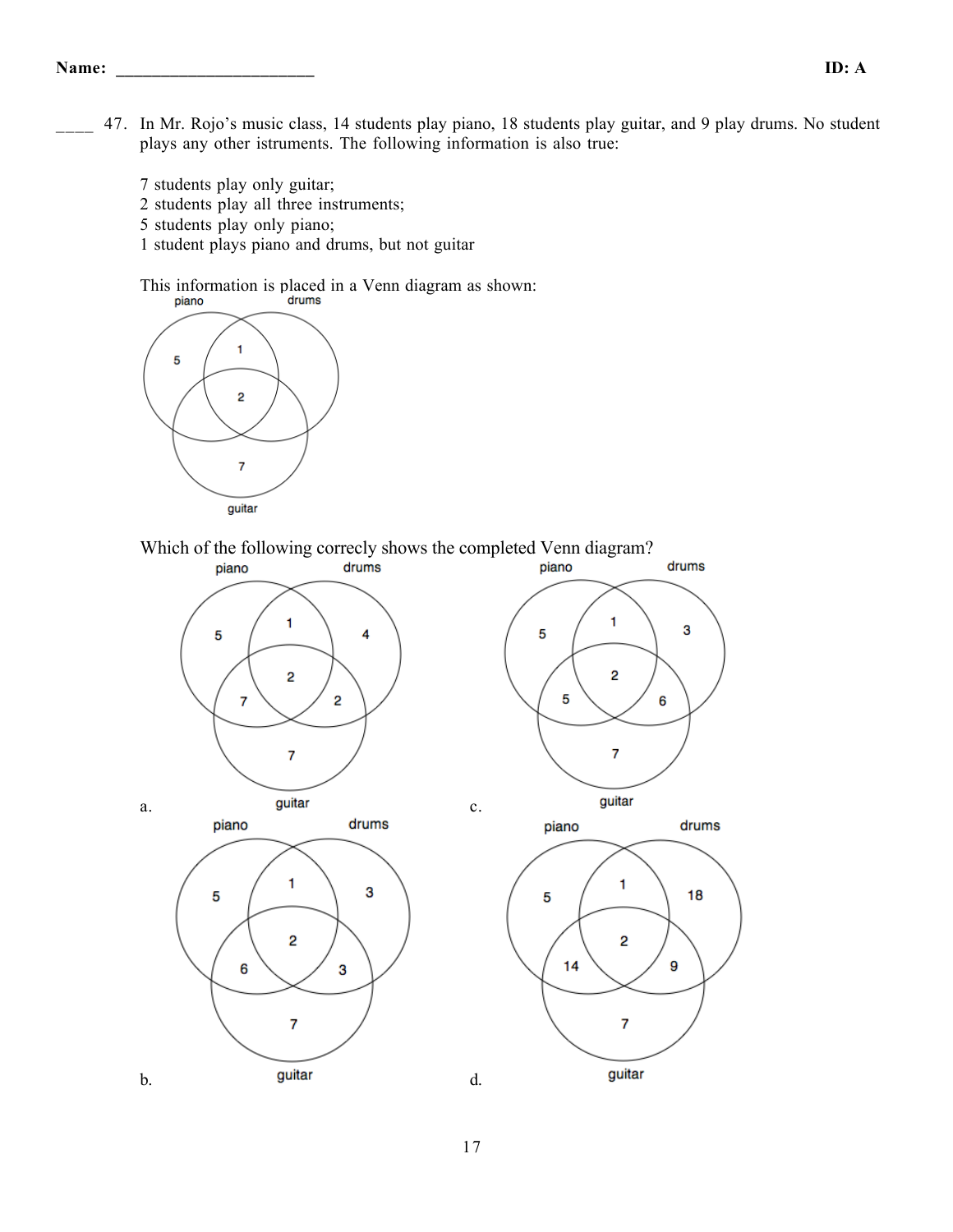**Name:** ______________________ **ID: A**

____ 47. In Mr. Rojo's music class, 14 students play piano, 18 students play guitar, and 9 play drums. No student plays any other istruments. The following information is also true:

7 students play only guitar;
2 students play all three instruments;
5 students play only piano;
1 student plays piano and drums, but not guitar

This information is placed in a Venn diagram as shown:

Which of the following correcly shows the completed Venn diagram?

a.

c.

b.

d.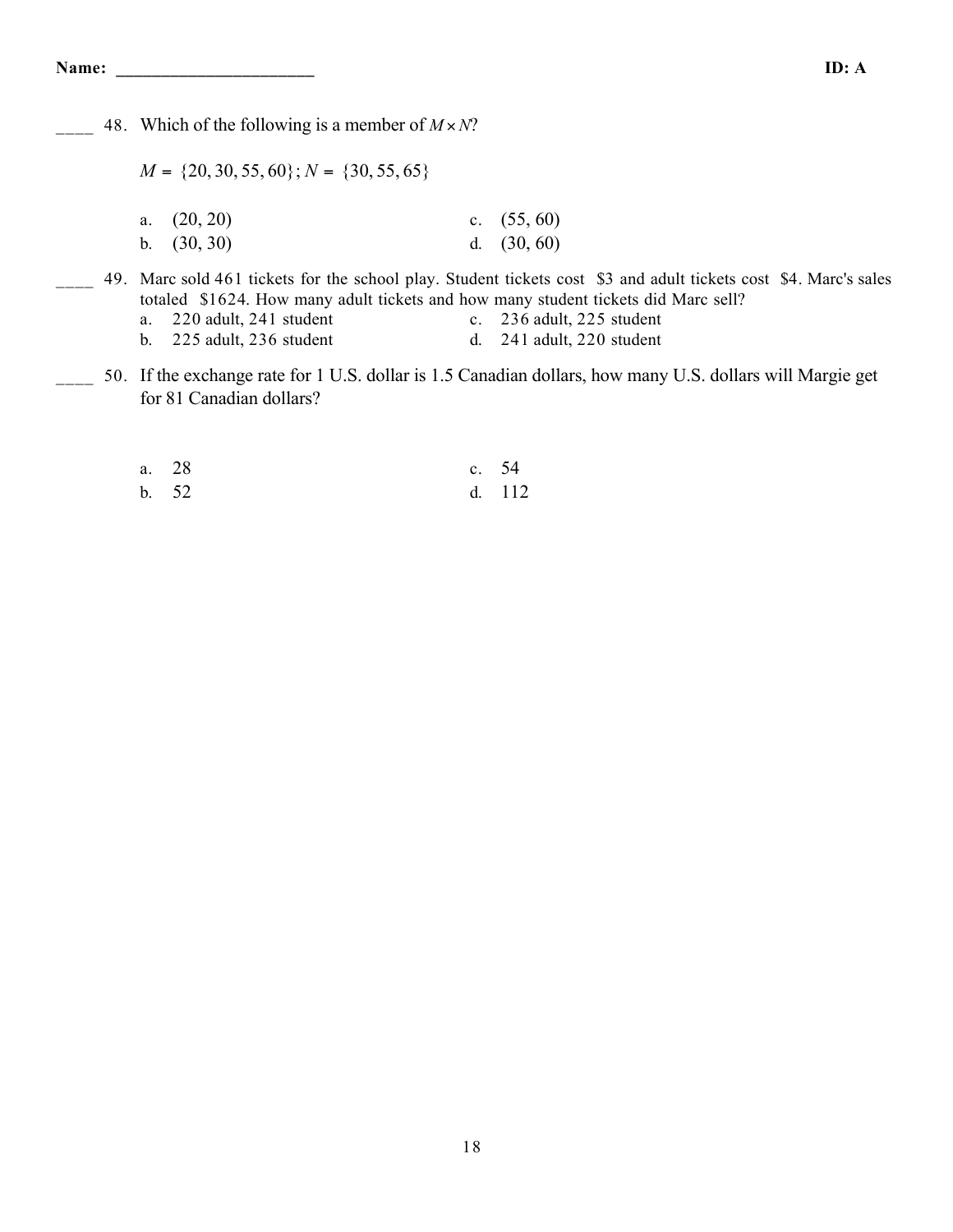____ 48. Which of the following is a member of $M \times N$?

$M = \{20, 30, 55, 60\}$; $N = \{30, 55, 65\}$

a. (20, 20)
b. (30, 30)
c. (55, 60)
d. (30, 60)

____ 49. Marc sold 461 tickets for the school play. Student tickets cost $3 and adult tickets cost $4. Marc's sales totaled $1624. How many adult tickets and how many student tickets did Marc sell?

a. 220 adult, 241 student
b. 225 adult, 236 student
c. 236 adult, 225 student
d. 241 adult, 220 student

____ 50. If the exchange rate for 1 U.S. dollar is 1.5 Canadian dollars, how many U.S. dollars will Margie get for 81 Canadian dollars?

a. 28
b. 52
c. 54
d. 112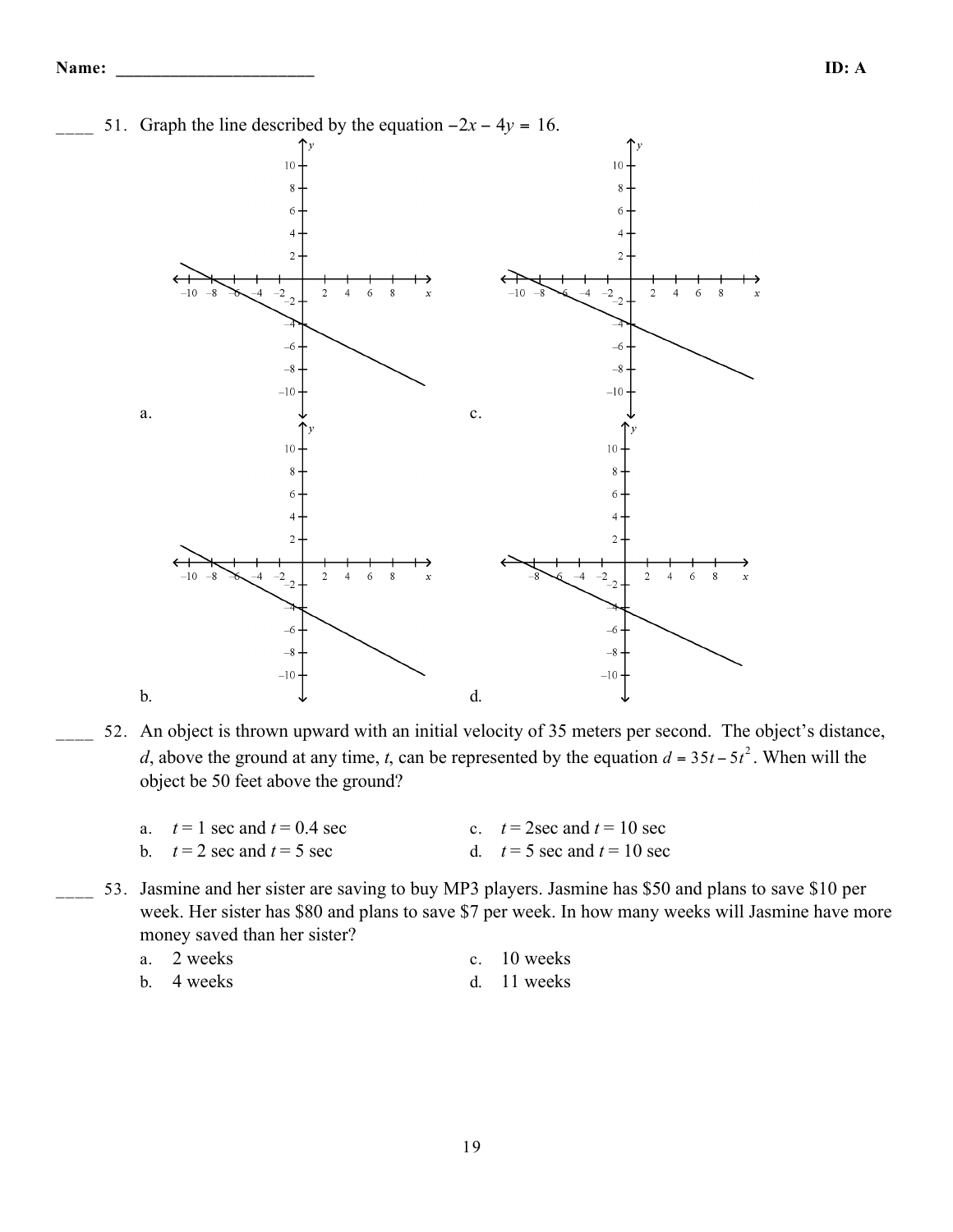Name: ______________________ ID: A

____ 51. Graph the line described by the equation $-2x - 4y = 16$.

a.

b.

c.

d.

____ 52. An object is thrown upward with an initial velocity of 35 meters per second. The object's distance, $d$, above the ground at any time, $t$, can be represented by the equation $d = 35t - 5t^2$. When will the object be 50 feet above the ground?

a. $t = 1$ sec and $t = 0.4$ sec
b. $t = 2$ sec and $t = 5$ sec
c. $t = 2$sec and $t = 10$ sec
d. $t = 5$ sec and $t = 10$ sec

____ 53. Jasmine and her sister are saving to buy MP3 players. Jasmine has \$50 and plans to save \$10 per week. Her sister has \$80 and plans to save \$7 per week. In how many weeks will Jasmine have more money saved than her sister?

a. 2 weeks
b. 4 weeks
c. 10 weeks
d. 11 weeks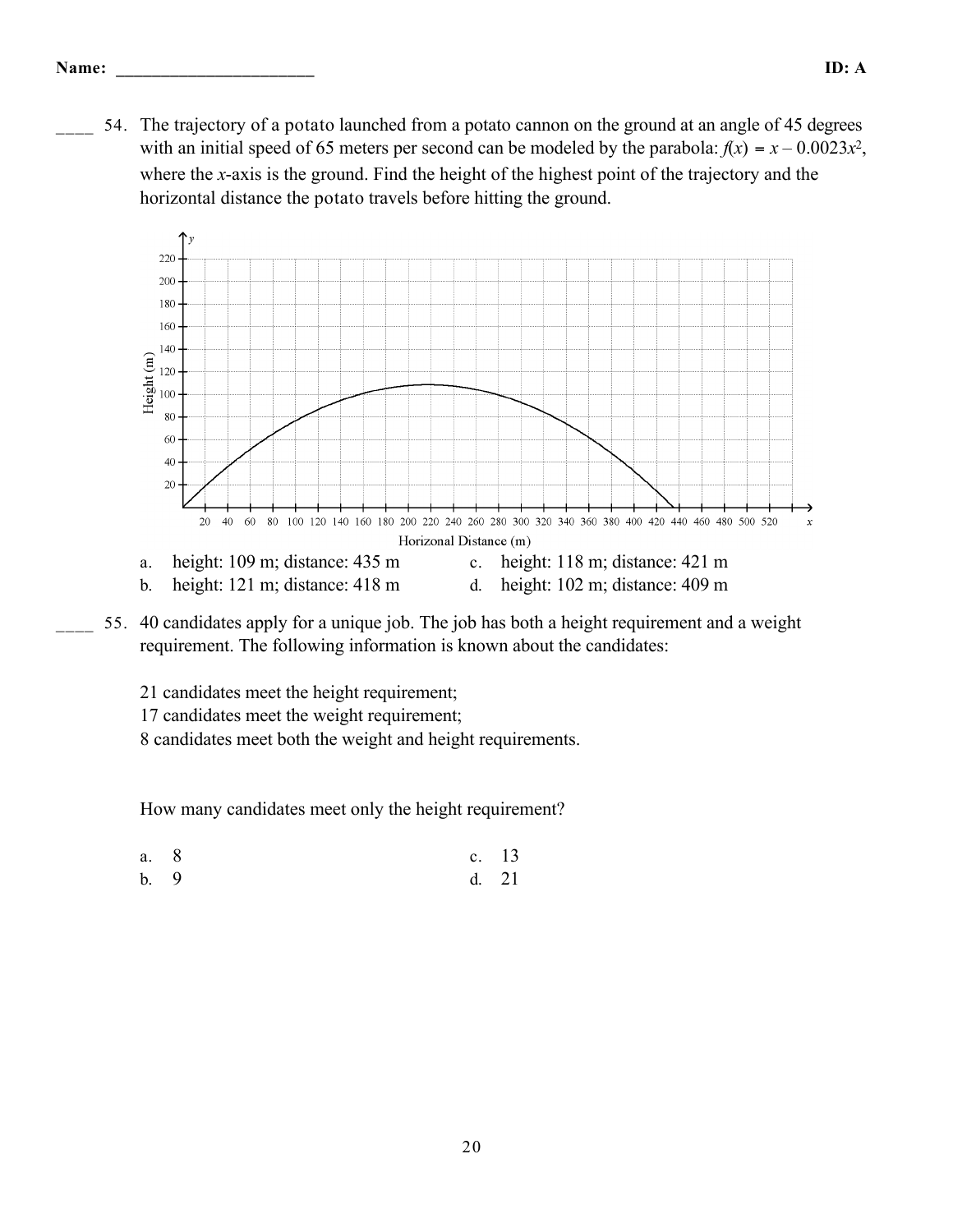Name: ______________________ ID: A

____ 54. The trajectory of a potato launched from a potato cannon on the ground at an angle of 45 degrees with an initial speed of 65 meters per second can be modeled by the parabola: $f(x) = x - 0.0023x^2$, where the $x$-axis is the ground. Find the height of the highest point of the trajectory and the horizontal distance the potato travels before hitting the ground.

a. height: 109 m; distance: 435 m
b. height: 121 m; distance: 418 m
c. height: 118 m; distance: 421 m
d. height: 102 m; distance: 409 m

____ 55. 40 candidates apply for a unique job. The job has both a height requirement and a weight requirement. The following information is known about the candidates:

21 candidates meet the height requirement;
17 candidates meet the weight requirement;
8 candidates meet both the weight and height requirements.

How many candidates meet only the height requirement?

a. 8
b. 9
c. 13
d. 21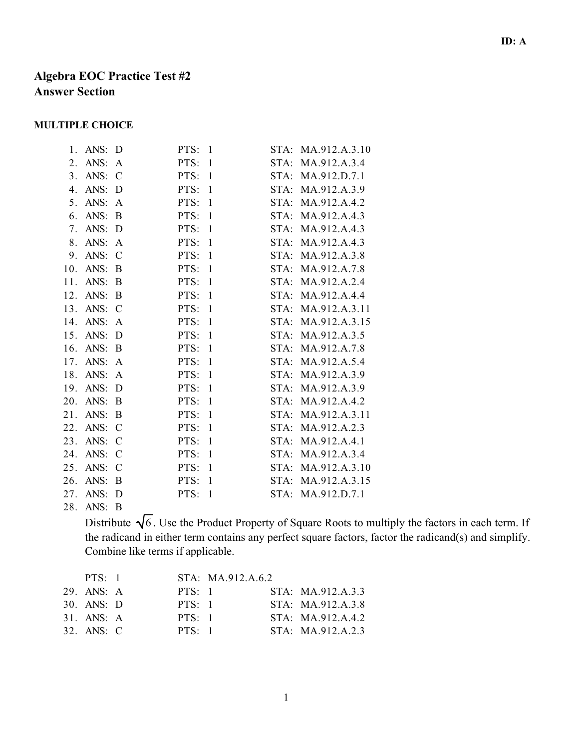**ID: A**

# Algebra EOC Practice Test #2
# Answer Section

### MULTIPLE CHOICE

| | ANS | PTS | STA |
|---|---|---|---|
| 1. | D | 1 | MA.912.A.3.10 |
| 2. | A | 1 | MA.912.A.3.4 |
| 3. | C | 1 | MA.912.D.7.1 |
| 4. | D | 1 | MA.912.A.3.9 |
| 5. | A | 1 | MA.912.A.4.2 |
| 6. | B | 1 | MA.912.A.4.3 |
| 7. | D | 1 | MA.912.A.4.3 |
| 8. | A | 1 | MA.912.A.4.3 |
| 9. | C | 1 | MA.912.A.3.8 |
| 10. | B | 1 | MA.912.A.7.8 |
| 11. | B | 1 | MA.912.A.2.4 |
| 12. | B | 1 | MA.912.A.4.4 |
| 13. | C | 1 | MA.912.A.3.11 |
| 14. | A | 1 | MA.912.A.3.15 |
| 15. | D | 1 | MA.912.A.3.5 |
| 16. | B | 1 | MA.912.A.7.8 |
| 17. | A | 1 | MA.912.A.5.4 |
| 18. | A | 1 | MA.912.A.3.9 |
| 19. | D | 1 | MA.912.A.3.9 |
| 20. | B | 1 | MA.912.A.4.2 |
| 21. | B | 1 | MA.912.A.3.11 |
| 22. | C | 1 | MA.912.A.2.3 |
| 23. | C | 1 | MA.912.A.4.1 |
| 24. | C | 1 | MA.912.A.3.4 |
| 25. | C | 1 | MA.912.A.3.10 |
| 26. | B | 1 | MA.912.A.3.15 |
| 27. | D | 1 | MA.912.D.7.1 |

28. ANS: B

Distribute $\sqrt{6}$. Use the Product Property of Square Roots to multiply the factors in each term. If the radicand in either term contains any perfect square factors, factor the radicand(s) and simplify. Combine like terms if applicable.

PTS: 1 STA: MA.912.A.6.2

| | ANS | PTS | STA |
|---|---|---|---|
| 29. | A | 1 | MA.912.A.3.3 |
| 30. | D | 1 | MA.912.A.3.8 |
| 31. | A | 1 | MA.912.A.4.2 |
| 32. | C | 1 | MA.912.A.2.3 |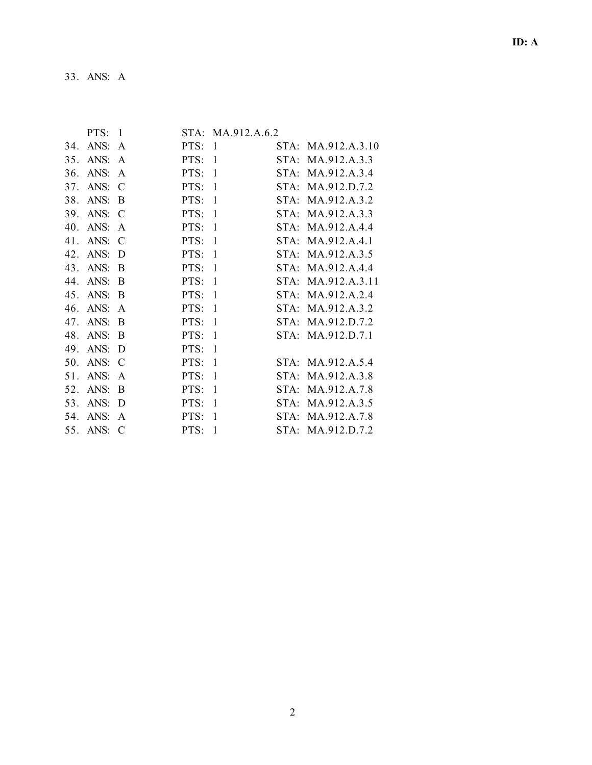**ID: A**

33. ANS: A

| | | |
|---|---|---|
| | PTS: 1 | STA: MA.912.A.6.2 |
| 34. ANS: A | PTS: 1 | STA: MA.912.A.3.10 |
| 35. ANS: A | PTS: 1 | STA: MA.912.A.3.3 |
| 36. ANS: A | PTS: 1 | STA: MA.912.A.3.4 |
| 37. ANS: C | PTS: 1 | STA: MA.912.D.7.2 |
| 38. ANS: B | PTS: 1 | STA: MA.912.A.3.2 |
| 39. ANS: C | PTS: 1 | STA: MA.912.A.3.3 |
| 40. ANS: A | PTS: 1 | STA: MA.912.A.4.4 |
| 41. ANS: C | PTS: 1 | STA: MA.912.A.4.1 |
| 42. ANS: D | PTS: 1 | STA: MA.912.A.3.5 |
| 43. ANS: B | PTS: 1 | STA: MA.912.A.4.4 |
| 44. ANS: B | PTS: 1 | STA: MA.912.A.3.11 |
| 45. ANS: B | PTS: 1 | STA: MA.912.A.2.4 |
| 46. ANS: A | PTS: 1 | STA: MA.912.A.3.2 |
| 47. ANS: B | PTS: 1 | STA: MA.912.D.7.2 |
| 48. ANS: B | PTS: 1 | STA: MA.912.D.7.1 |
| 49. ANS: D | PTS: 1 | |
| 50. ANS: C | PTS: 1 | STA: MA.912.A.5.4 |
| 51. ANS: A | PTS: 1 | STA: MA.912.A.3.8 |
| 52. ANS: B | PTS: 1 | STA: MA.912.A.7.8 |
| 53. ANS: D | PTS: 1 | STA: MA.912.A.3.5 |
| 54. ANS: A | PTS: 1 | STA: MA.912.A.7.8 |
| 55. ANS: C | PTS: 1 | STA: MA.912.D.7.2 |